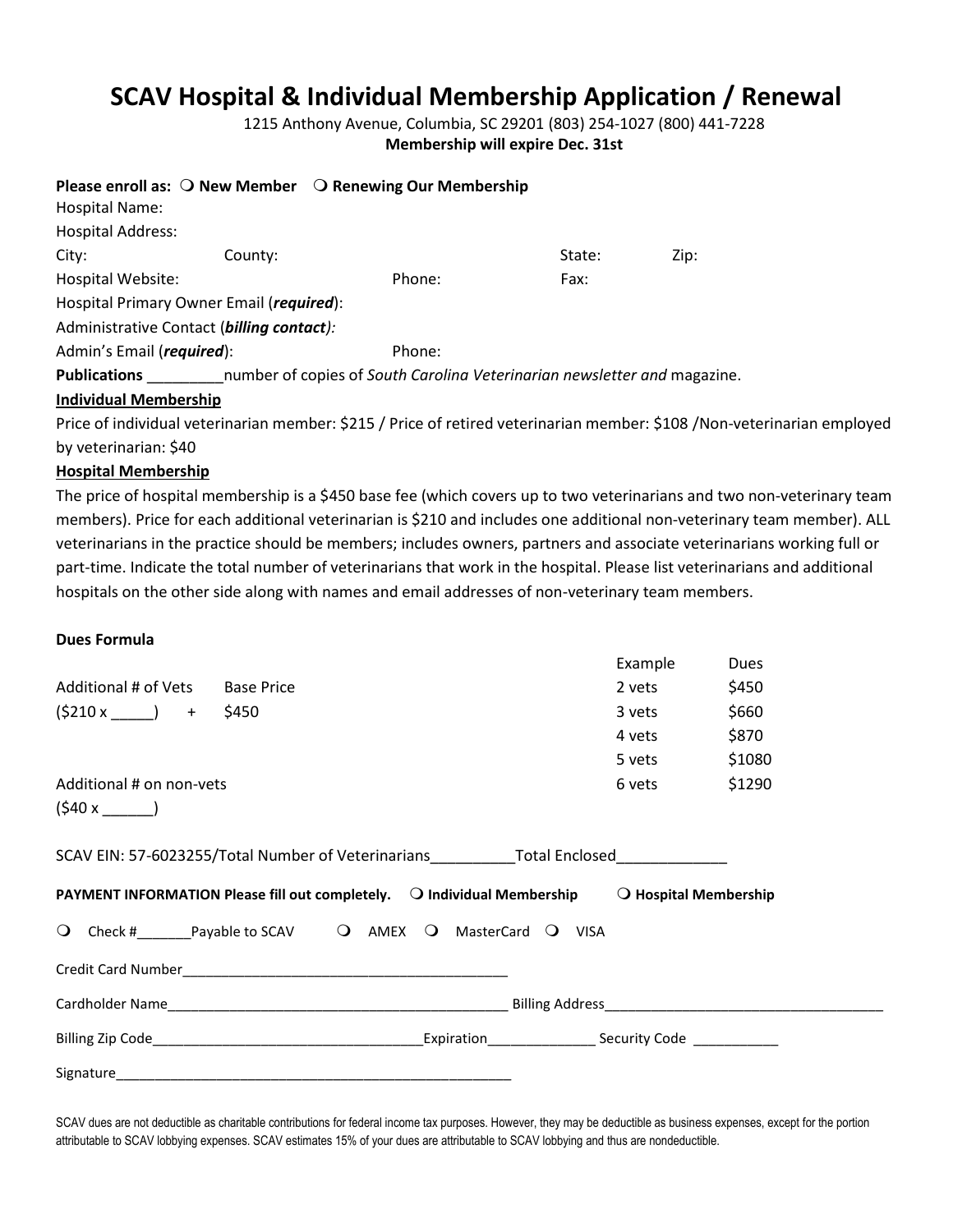# SCAV Hospital & Individual Membership Application / Renewal

1215 Anthony Avenue, Columbia, SC 29201 (803) 254-1027 (800) 441-7228

**Membership will expire Dec. 31st**

**Please enroll as:** ❍ **New Member** ❍ **Renewing Our Membership**

Hospital Name:

Hospital Address:

City: County: State: Zip:

Hospital Website: Phone: Fax:

Hospital Primary Owner Email (***required***):

Administrative Contact (***billing contact***):

Admin's Email (***required***): Phone:

**Publications** _________number of copies of *South Carolina Veterinarian newsletter and* magazine.

**Individual Membership**

Price of individual veterinarian member: $215 / Price of retired veterinarian member: $108 /Non-veterinarian employed by veterinarian: $40

**Hospital Membership**

The price of hospital membership is a $450 base fee (which covers up to two veterinarians and two non-veterinary team members). Price for each additional veterinarian is $210 and includes one additional non-veterinary team member). ALL veterinarians in the practice should be members; includes owners, partners and associate veterinarians working full or part-time. Indicate the total number of veterinarians that work in the hospital. Please list veterinarians and additional hospitals on the other side along with names and email addresses of non-veterinary team members.

**Dues Formula**

Additional # of Vets Base Price

($210 x _____) + $450

Additional # on non-vets

($40 x ______)

| Example | Dues |
| --- | --- |
| 2 vets | $450 |
| 3 vets | $660 |
| 4 vets | $870 |
| 5 vets | $1080 |
| 6 vets | $1290 |

SCAV EIN: 57-6023255/Total Number of Veterinarians__________Total Enclosed_____________

**PAYMENT INFORMATION Please fill out completely.** ❍ **Individual Membership** ❍ **Hospital Membership**

❍ Check #_______Payable to SCAV ❍ AMEX ❍ MasterCard ❍ VISA

Credit Card Number__________________________________________

Cardholder Name_____________________________________________ Billing Address____________________________________

Billing Zip Code__________________________________Expiration_____________ Security Code ___________

Signature______________________________________________________

SCAV dues are not deductible as charitable contributions for federal income tax purposes. However, they may be deductible as business expenses, except for the portion attributable to SCAV lobbying expenses. SCAV estimates 15% of your dues are attributable to SCAV lobbying and thus are nondeductible.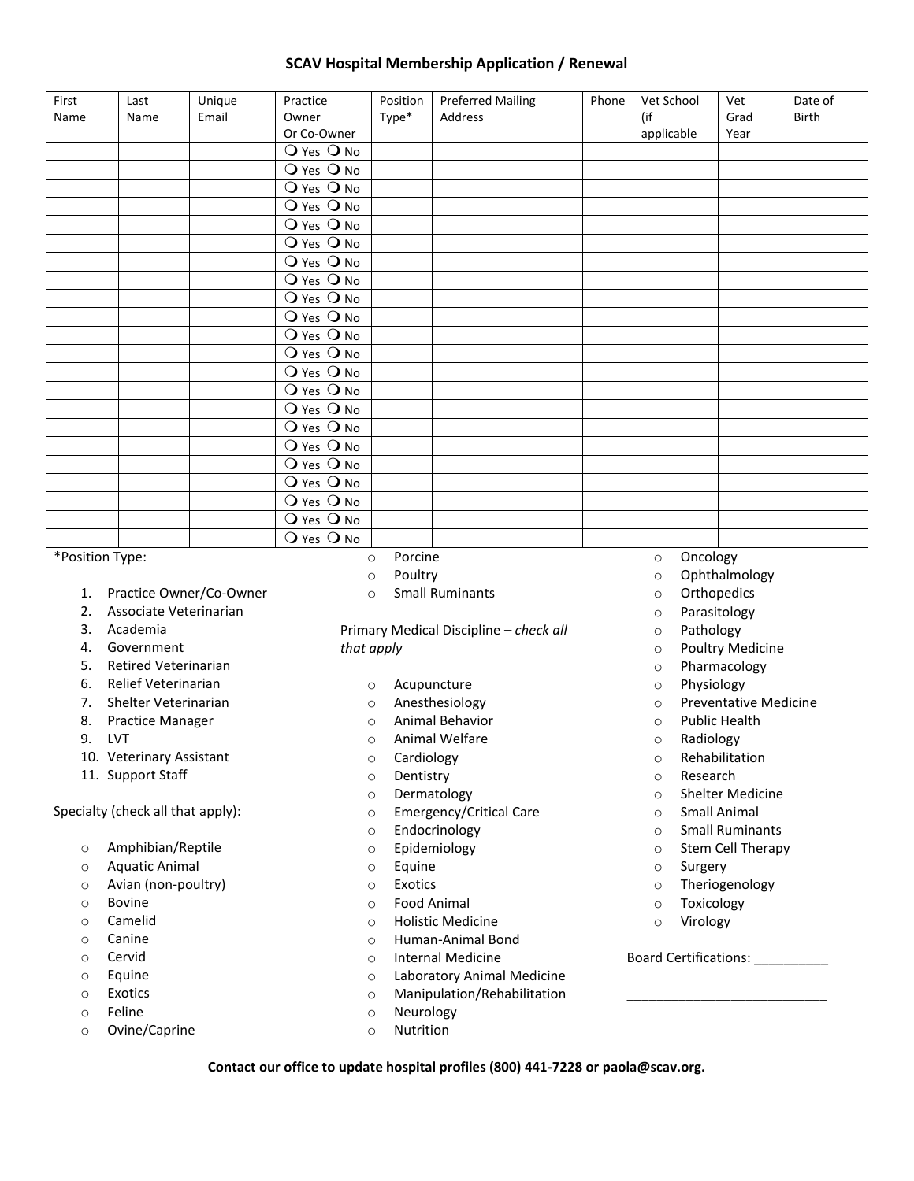# SCAV Hospital Membership Application / Renewal

| First Name | Last Name | Unique Email | Practice Owner Or Co-Owner | Position Type* | Preferred Mailing Address | Phone | Vet School (if applicable | Vet Grad Year | Date of Birth |
|---|---|---|---|---|---|---|---|---|---|
| | | | ❍ Yes ❍ No | | | | | | |
| | | | ❍ Yes ❍ No | | | | | | |
| | | | ❍ Yes ❍ No | | | | | | |
| | | | ❍ Yes ❍ No | | | | | | |
| | | | ❍ Yes ❍ No | | | | | | |
| | | | ❍ Yes ❍ No | | | | | | |
| | | | ❍ Yes ❍ No | | | | | | |
| | | | ❍ Yes ❍ No | | | | | | |
| | | | ❍ Yes ❍ No | | | | | | |
| | | | ❍ Yes ❍ No | | | | | | |
| | | | ❍ Yes ❍ No | | | | | | |
| | | | ❍ Yes ❍ No | | | | | | |
| | | | ❍ Yes ❍ No | | | | | | |
| | | | ❍ Yes ❍ No | | | | | | |
| | | | ❍ Yes ❍ No | | | | | | |
| | | | ❍ Yes ❍ No | | | | | | |
| | | | ❍ Yes ❍ No | | | | | | |
| | | | ❍ Yes ❍ No | | | | | | |
| | | | ❍ Yes ❍ No | | | | | | |
| | | | ❍ Yes ❍ No | | | | | | |
| | | | ❍ Yes ❍ No | | | | | | |
| | | | ❍ Yes ❍ No | | | | | | |

*Position Type:

1. Practice Owner/Co-Owner
2. Associate Veterinarian
3. Academia
4. Government
5. Retired Veterinarian
6. Relief Veterinarian
7. Shelter Veterinarian
8. Practice Manager
9. LVT
10. Veterinary Assistant
11. Support Staff

Specialty (check all that apply):

- Amphibian/Reptile
- Aquatic Animal
- Avian (non-poultry)
- Bovine
- Camelid
- Canine
- Cervid
- Equine
- Exotics
- Feline
- Ovine/Caprine
- Porcine
- Poultry
- Small Ruminants

Primary Medical Discipline – *check all that apply*

- Acupuncture
- Anesthesiology
- Animal Behavior
- Animal Welfare
- Cardiology
- Dentistry
- Dermatology
- Emergency/Critical Care
- Endocrinology
- Epidemiology
- Equine
- Exotics
- Food Animal
- Holistic Medicine
- Human-Animal Bond
- Internal Medicine
- Laboratory Animal Medicine
- Manipulation/Rehabilitation
- Neurology
- Nutrition
- Oncology
- Ophthalmology
- Orthopedics
- Parasitology
- Pathology
- Poultry Medicine
- Pharmacology
- Physiology
- Preventative Medicine
- Public Health
- Radiology
- Rehabilitation
- Research
- Shelter Medicine
- Small Animal
- Small Ruminants
- Stem Cell Therapy
- Surgery
- Theriogenology
- Toxicology
- Virology

Board Certifications: __________

__________________________

**Contact our office to update hospital profiles (800) 441-7228 or paola@scav.org.**